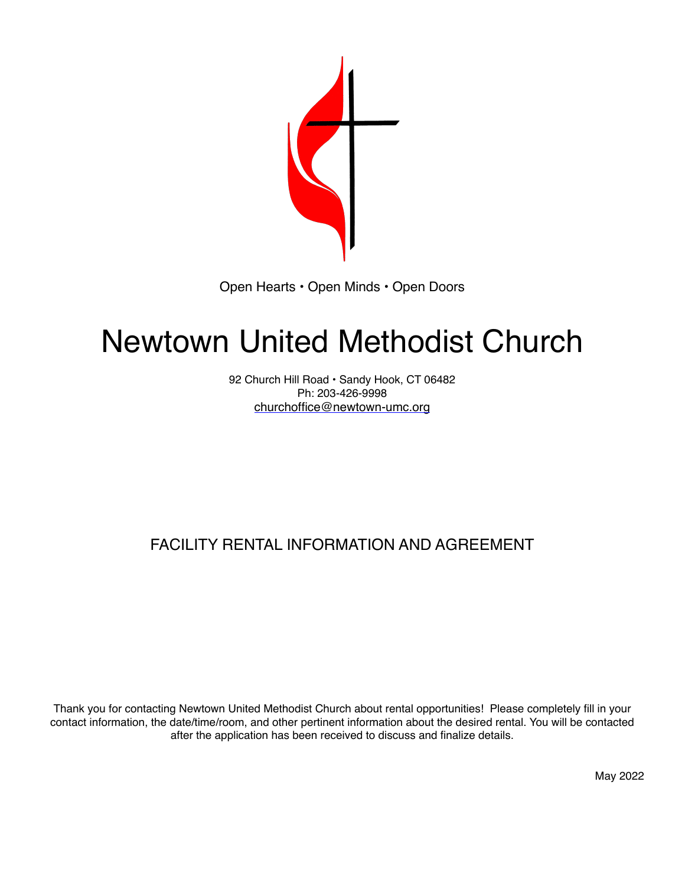Open Hearts • Open Minds • Open Doors

# Newtown United Methodist Church

92 Church Hill Road • Sandy Hook, CT 06482
Ph: 203-426-9998
churchoffice@newtown-umc.org

## FACILITY RENTAL INFORMATION AND AGREEMENT

Thank you for contacting Newtown United Methodist Church about rental opportunities! Please completely fill in your contact information, the date/time/room, and other pertinent information about the desired rental. You will be contacted after the application has been received to discuss and finalize details.

May 2022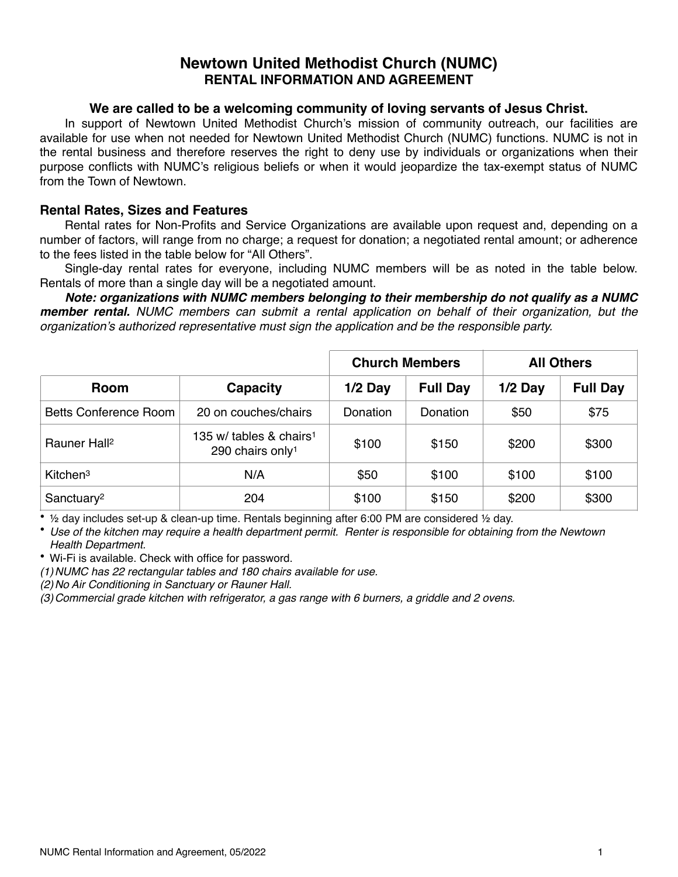# Newtown United Methodist Church (NUMC)
## RENTAL INFORMATION AND AGREEMENT

### We are called to be a welcoming community of loving servants of Jesus Christ.

In support of Newtown United Methodist Church's mission of community outreach, our facilities are available for use when not needed for Newtown United Methodist Church (NUMC) functions. NUMC is not in the rental business and therefore reserves the right to deny use by individuals or organizations when their purpose conflicts with NUMC's religious beliefs or when it would jeopardize the tax-exempt status of NUMC from the Town of Newtown.

### Rental Rates, Sizes and Features

Rental rates for Non-Profits and Service Organizations are available upon request and, depending on a number of factors, will range from no charge; a request for donation; a negotiated rental amount; or adherence to the fees listed in the table below for "All Others".

Single-day rental rates for everyone, including NUMC members will be as noted in the table below. Rentals of more than a single day will be a negotiated amount.

***Note: organizations with NUMC members belonging to their membership do not qualify as a NUMC member rental.*** *NUMC members can submit a rental application on behalf of their organization, but the organization's authorized representative must sign the application and be the responsible party.*

| | | Church Members | | All Others | |
|---|---|---|---|---|---|
| Room | Capacity | 1/2 Day | Full Day | 1/2 Day | Full Day |
| Betts Conference Room | 20 on couches/chairs | Donation | Donation | $50 | $75 |
| Rauner Hall[2] | 135 w/ tables & chairs[1] 290 chairs only[1] | $100 | $150 | $200 | $300 |
| Kitchen[3] | N/A | $50 | $100 | $100 | $100 |
| Sanctuary[2] | 204 | $100 | $150 | $200 | $300 |

- ½ day includes set-up & clean-up time. Rentals beginning after 6:00 PM are considered ½ day.
- *Use of the kitchen may require a health department permit. Renter is responsible for obtaining from the Newtown Health Department.*
- Wi-Fi is available. Check with office for password.

(1) *NUMC has 22 rectangular tables and 180 chairs available for use.*

(2) *No Air Conditioning in Sanctuary or Rauner Hall.*

(3) *Commercial grade kitchen with refrigerator, a gas range with 6 burners, a griddle and 2 ovens.*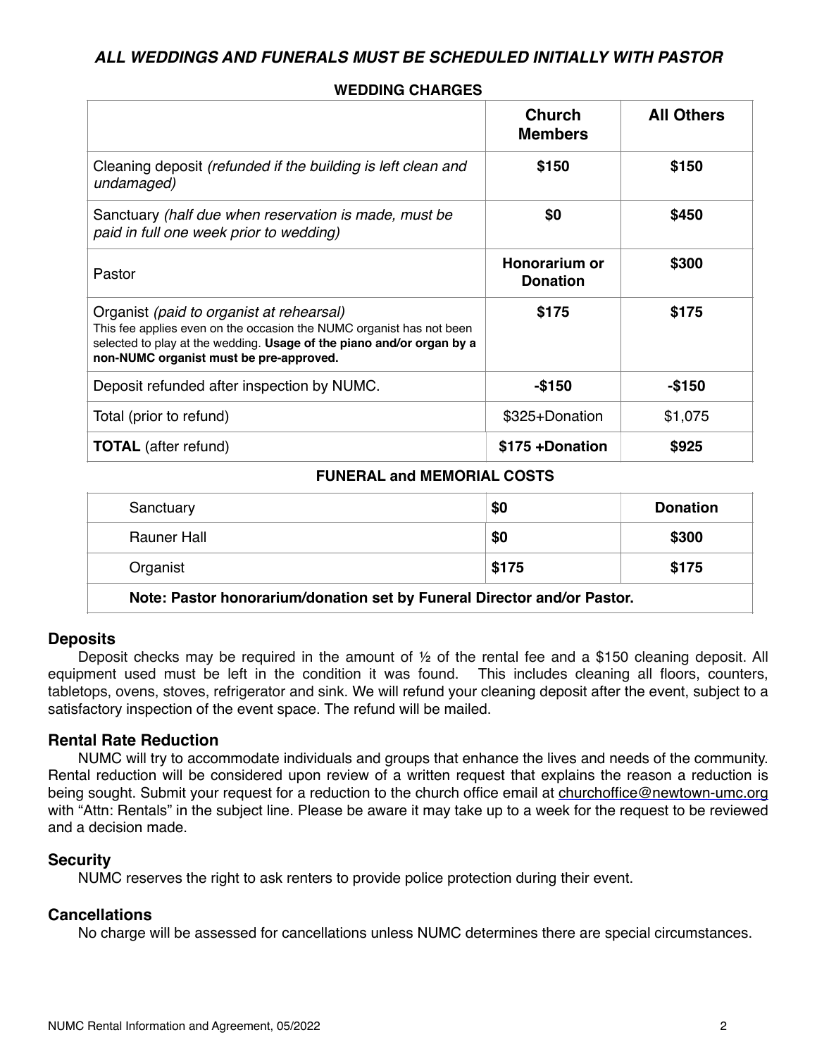## *ALL WEDDINGS AND FUNERALS MUST BE SCHEDULED INITIALLY WITH PASTOR*

**WEDDING CHARGES**

| | **Church Members** | **All Others** |
|---|---|---|
| Cleaning deposit *(refunded if the building is left clean and undamaged)* | **$150** | **$150** |
| Sanctuary *(half due when reservation is made, must be paid in full one week prior to wedding)* | **$0** | **$450** |
| Pastor | **Honorarium or Donation** | **$300** |
| Organist *(paid to organist at rehearsal)* This fee applies even on the occasion the NUMC organist has not been selected to play at the wedding. **Usage of the piano and/or organ by a non-NUMC organist must be pre-approved.** | **$175** | **$175** |
| Deposit refunded after inspection by NUMC. | **-$150** | **-$150** |
| Total (prior to refund) | $325+Donation | $1,075 |
| **TOTAL** (after refund) | **$175 +Donation** | **$925** |

**FUNERAL and MEMORIAL COSTS**

| | | |
|---|---|---|
| Sanctuary | **$0** | **Donation** |
| Rauner Hall | **$0** | **$300** |
| Organist | **$175** | **$175** |
| **Note: Pastor honorarium/donation set by Funeral Director and/or Pastor.** | | |

### Deposits

Deposit checks may be required in the amount of ½ of the rental fee and a $150 cleaning deposit. All equipment used must be left in the condition it was found. This includes cleaning all floors, counters, tabletops, ovens, stoves, refrigerator and sink. We will refund your cleaning deposit after the event, subject to a satisfactory inspection of the event space. The refund will be mailed.

### Rental Rate Reduction

NUMC will try to accommodate individuals and groups that enhance the lives and needs of the community. Rental reduction will be considered upon review of a written request that explains the reason a reduction is being sought. Submit your request for a reduction to the church office email at churchoffice@newtown-umc.org with "Attn: Rentals" in the subject line. Please be aware it may take up to a week for the request to be reviewed and a decision made.

### Security

NUMC reserves the right to ask renters to provide police protection during their event.

### Cancellations

No charge will be assessed for cancellations unless NUMC determines there are special circumstances.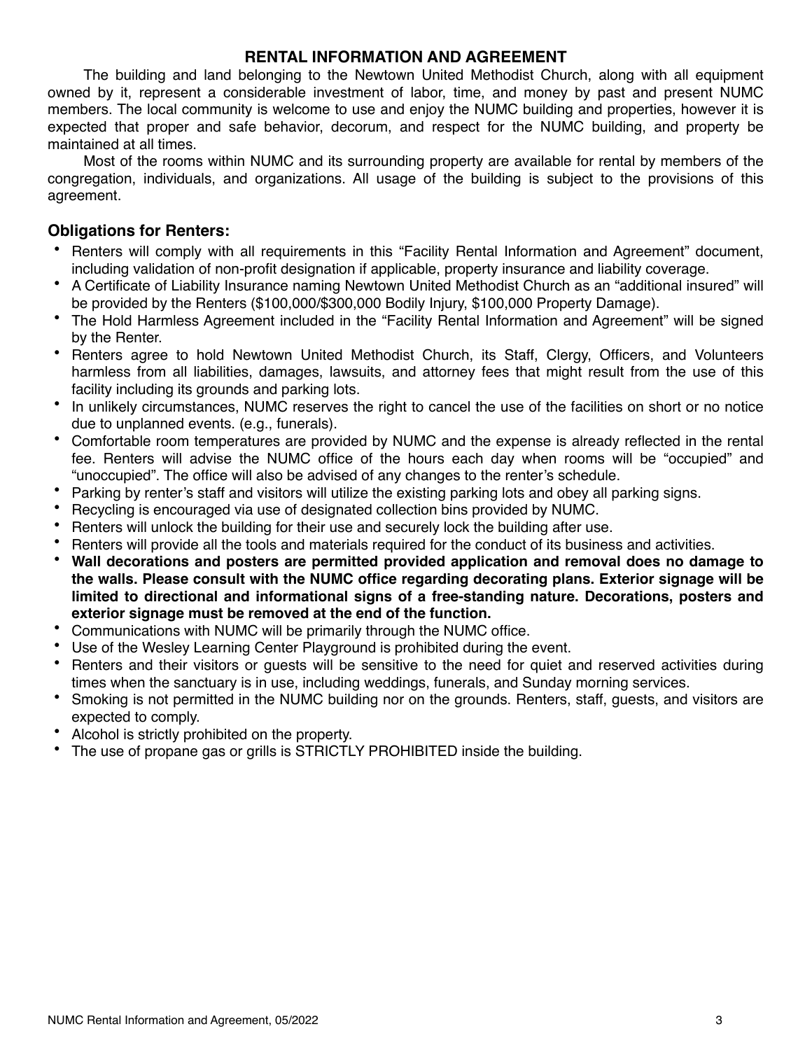## RENTAL INFORMATION AND AGREEMENT

The building and land belonging to the Newtown United Methodist Church, along with all equipment owned by it, represent a considerable investment of labor, time, and money by past and present NUMC members. The local community is welcome to use and enjoy the NUMC building and properties, however it is expected that proper and safe behavior, decorum, and respect for the NUMC building, and property be maintained at all times.

Most of the rooms within NUMC and its surrounding property are available for rental by members of the congregation, individuals, and organizations. All usage of the building is subject to the provisions of this agreement.

### Obligations for Renters:

- Renters will comply with all requirements in this "Facility Rental Information and Agreement" document, including validation of non-profit designation if applicable, property insurance and liability coverage.
- A Certificate of Liability Insurance naming Newtown United Methodist Church as an "additional insured" will be provided by the Renters ($100,000/$300,000 Bodily Injury, $100,000 Property Damage).
- The Hold Harmless Agreement included in the "Facility Rental Information and Agreement" will be signed by the Renter.
- Renters agree to hold Newtown United Methodist Church, its Staff, Clergy, Officers, and Volunteers harmless from all liabilities, damages, lawsuits, and attorney fees that might result from the use of this facility including its grounds and parking lots.
- In unlikely circumstances, NUMC reserves the right to cancel the use of the facilities on short or no notice due to unplanned events. (e.g., funerals).
- Comfortable room temperatures are provided by NUMC and the expense is already reflected in the rental fee. Renters will advise the NUMC office of the hours each day when rooms will be "occupied" and "unoccupied". The office will also be advised of any changes to the renter's schedule.
- Parking by renter's staff and visitors will utilize the existing parking lots and obey all parking signs.
- Recycling is encouraged via use of designated collection bins provided by NUMC.
- Renters will unlock the building for their use and securely lock the building after use.
- Renters will provide all the tools and materials required for the conduct of its business and activities.
- **Wall decorations and posters are permitted provided application and removal does no damage to the walls. Please consult with the NUMC office regarding decorating plans. Exterior signage will be limited to directional and informational signs of a free-standing nature. Decorations, posters and exterior signage must be removed at the end of the function.**
- Communications with NUMC will be primarily through the NUMC office.
- Use of the Wesley Learning Center Playground is prohibited during the event.
- Renters and their visitors or guests will be sensitive to the need for quiet and reserved activities during times when the sanctuary is in use, including weddings, funerals, and Sunday morning services.
- Smoking is not permitted in the NUMC building nor on the grounds. Renters, staff, guests, and visitors are expected to comply.
- Alcohol is strictly prohibited on the property.
- The use of propane gas or grills is STRICTLY PROHIBITED inside the building.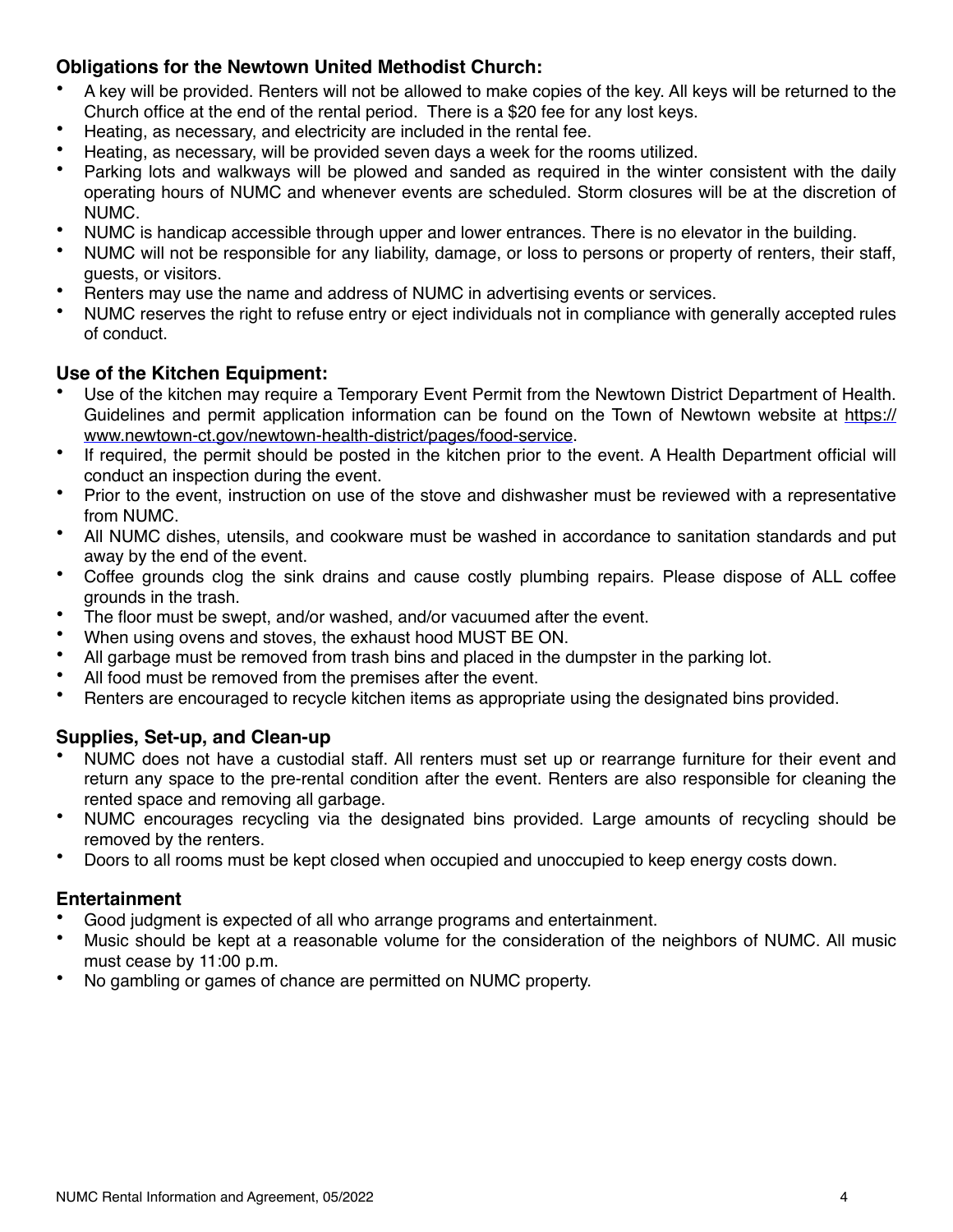### Obligations for the Newtown United Methodist Church:

- A key will be provided. Renters will not be allowed to make copies of the key. All keys will be returned to the Church office at the end of the rental period. There is a $20 fee for any lost keys.
- Heating, as necessary, and electricity are included in the rental fee.
- Heating, as necessary, will be provided seven days a week for the rooms utilized.
- Parking lots and walkways will be plowed and sanded as required in the winter consistent with the daily operating hours of NUMC and whenever events are scheduled. Storm closures will be at the discretion of NUMC.
- NUMC is handicap accessible through upper and lower entrances. There is no elevator in the building.
- NUMC will not be responsible for any liability, damage, or loss to persons or property of renters, their staff, guests, or visitors.
- Renters may use the name and address of NUMC in advertising events or services.
- NUMC reserves the right to refuse entry or eject individuals not in compliance with generally accepted rules of conduct.

### Use of the Kitchen Equipment:

- Use of the kitchen may require a Temporary Event Permit from the Newtown District Department of Health. Guidelines and permit application information can be found on the Town of Newtown website at [https://www.newtown-ct.gov/newtown-health-district/pages/food-service](https://www.newtown-ct.gov/newtown-health-district/pages/food-service).
- If required, the permit should be posted in the kitchen prior to the event. A Health Department official will conduct an inspection during the event.
- Prior to the event, instruction on use of the stove and dishwasher must be reviewed with a representative from NUMC.
- All NUMC dishes, utensils, and cookware must be washed in accordance to sanitation standards and put away by the end of the event.
- Coffee grounds clog the sink drains and cause costly plumbing repairs. Please dispose of ALL coffee grounds in the trash.
- The floor must be swept, and/or washed, and/or vacuumed after the event.
- When using ovens and stoves, the exhaust hood MUST BE ON.
- All garbage must be removed from trash bins and placed in the dumpster in the parking lot.
- All food must be removed from the premises after the event.
- Renters are encouraged to recycle kitchen items as appropriate using the designated bins provided.

### Supplies, Set-up, and Clean-up

- NUMC does not have a custodial staff. All renters must set up or rearrange furniture for their event and return any space to the pre-rental condition after the event. Renters are also responsible for cleaning the rented space and removing all garbage.
- NUMC encourages recycling via the designated bins provided. Large amounts of recycling should be removed by the renters.
- Doors to all rooms must be kept closed when occupied and unoccupied to keep energy costs down.

### Entertainment

- Good judgment is expected of all who arrange programs and entertainment.
- Music should be kept at a reasonable volume for the consideration of the neighbors of NUMC. All music must cease by 11:00 p.m.
- No gambling or games of chance are permitted on NUMC property.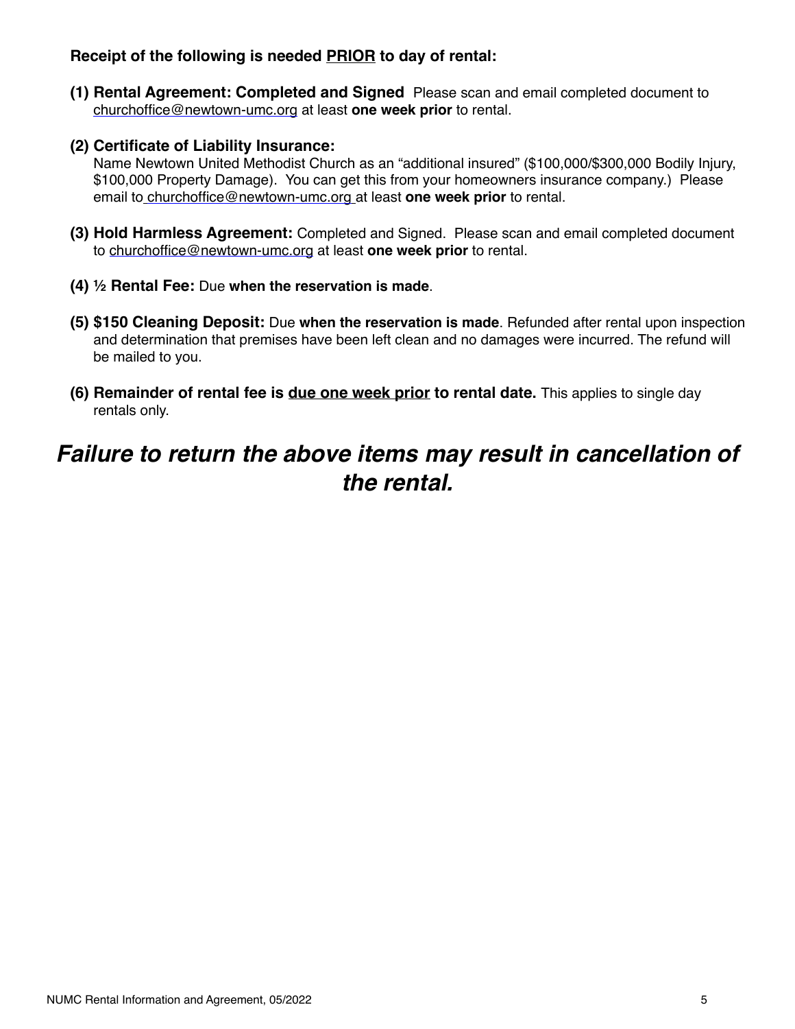**Receipt of the following is needed <u>PRIOR</u> to day of rental:**

1. **Rental Agreement: Completed and Signed** Please scan and email completed document to churchoffice@newtown-umc.org at least **one week prior** to rental.

2. **Certificate of Liability Insurance:**
   Name Newtown United Methodist Church as an "additional insured" ($100,000/$300,000 Bodily Injury, $100,000 Property Damage). You can get this from your homeowners insurance company.) Please email to churchoffice@newtown-umc.org at least **one week prior** to rental.

3. **Hold Harmless Agreement:** Completed and Signed. Please scan and email completed document to churchoffice@newtown-umc.org at least **one week prior** to rental.

4. **½ Rental Fee:** Due **when the reservation is made**.

5. **$150 Cleaning Deposit:** Due **when the reservation is made**. Refunded after rental upon inspection and determination that premises have been left clean and no damages were incurred. The refund will be mailed to you.

6. **Remainder of rental fee is <u>due one week prior</u> to rental date.** This applies to single day rentals only.

## ***Failure to return the above items may result in cancellation of the rental.***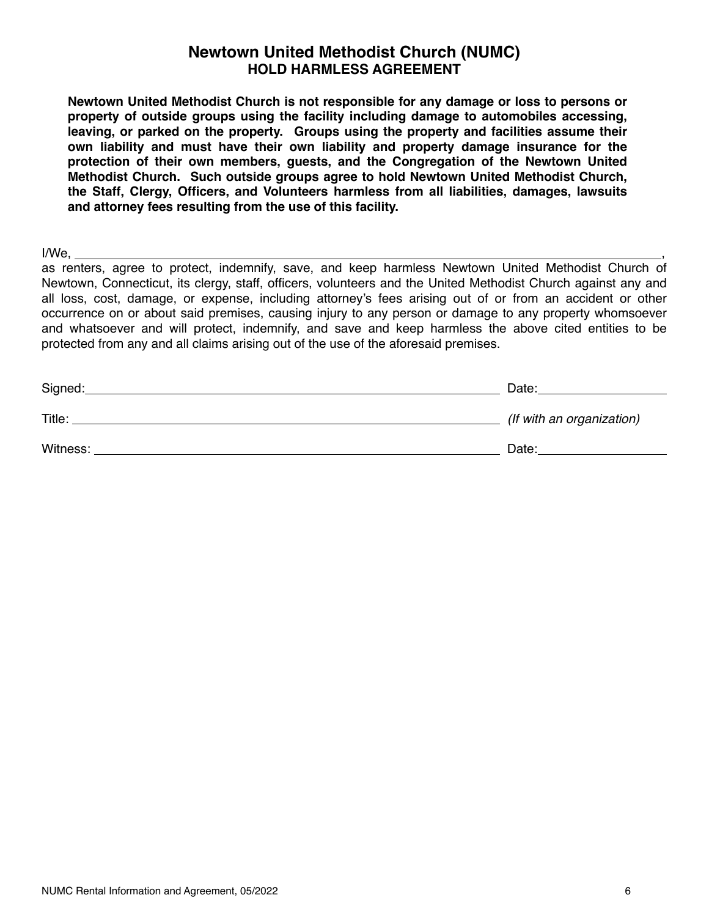# Newtown United Methodist Church (NUMC)
## HOLD HARMLESS AGREEMENT

**Newtown United Methodist Church is not responsible for any damage or loss to persons or property of outside groups using the facility including damage to automobiles accessing, leaving, or parked on the property. Groups using the property and facilities assume their own liability and must have their own liability and property damage insurance for the protection of their own members, guests, and the Congregation of the Newtown United Methodist Church. Such outside groups agree to hold Newtown United Methodist Church, the Staff, Clergy, Officers, and Volunteers harmless from all liabilities, damages, lawsuits and attorney fees resulting from the use of this facility.**

I/We, ________________________________________________________________________________,
as renters, agree to protect, indemnify, save, and keep harmless Newtown United Methodist Church of Newtown, Connecticut, its clergy, staff, officers, volunteers and the United Methodist Church against any and all loss, cost, damage, or expense, including attorney's fees arising out of or from an accident or other occurrence on or about said premises, causing injury to any person or damage to any property whomsoever and whatsoever and will protect, indemnify, and save and keep harmless the above cited entities to be protected from any and all claims arising out of the use of the aforesaid premises.

Signed:_____________________________________________________ Date:________________

Title: _____________________________________________________ *(If with an organization)*

Witness: ___________________________________________________ Date:________________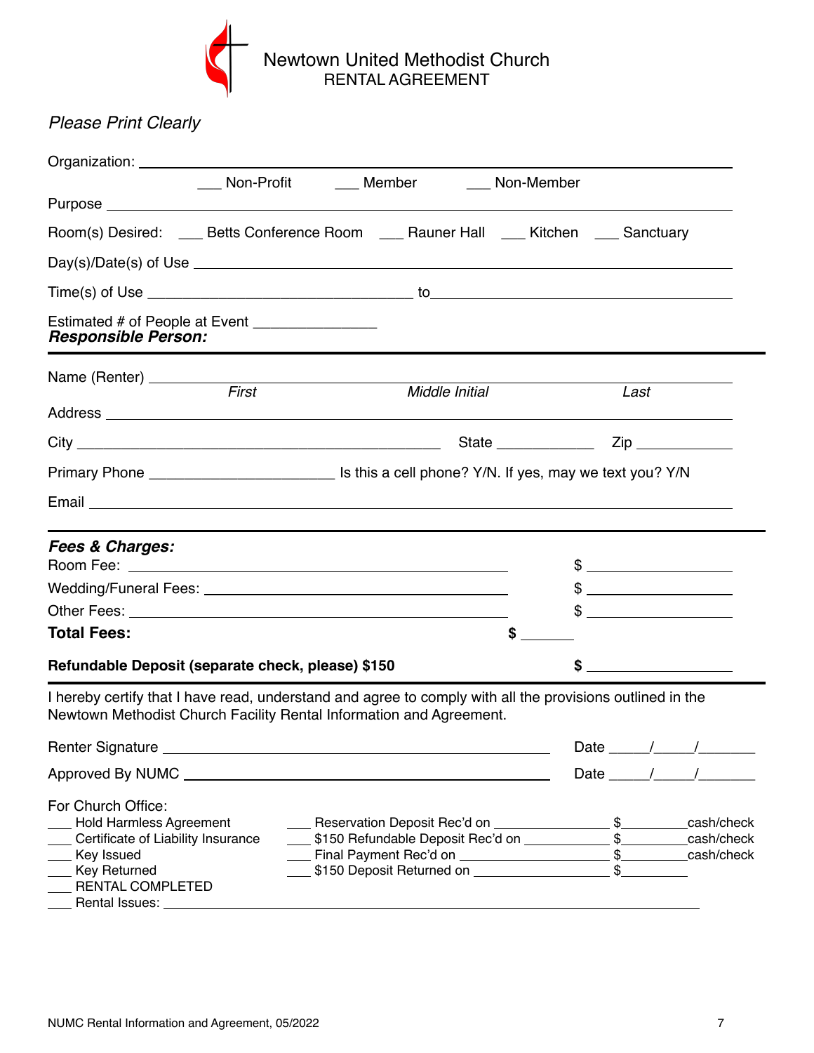Newtown United Methodist Church
RENTAL AGREEMENT

*Please Print Clearly*

Organization: ____________________________________________

___ Non-Profit ___ Member ___ Non-Member

Purpose ____________________________________________

Room(s) Desired: ___ Betts Conference Room ___ Rauner Hall ___ Kitchen ___ Sanctuary

Day(s)/Date(s) of Use ____________________________________________

Time(s) of Use ______________________ to ______________________

Estimated # of People at Event ______________

***Responsible Person:***

Name (Renter) ____________________________________________
*First* *Middle Initial* *Last*

Address ____________________________________________

City ______________________ State __________ Zip __________

Primary Phone ______________________ Is this a cell phone? Y/N. If yes, may we text you? Y/N

Email ____________________________________________

***Fees & Charges:***

Room Fee: ______________________ $ __________

Wedding/Funeral Fees: ______________________ $ __________

Other Fees: ______________________ $ __________

**Total Fees:** **$** _______

**Refundable Deposit (separate check, please) $150** **$** __________

I hereby certify that I have read, understand and agree to comply with all the provisions outlined in the Newtown Methodist Church Facility Rental Information and Agreement.

Renter Signature ______________________ Date ____/____/______

Approved By NUMC ______________________ Date ____/____/______

For Church Office:

___ Hold Harmless Agreement
___ Certificate of Liability Insurance
___ Key Issued
___ Key Returned
___ RENTAL COMPLETED
___ Rental Issues: ______________________

___ Reservation Deposit Rec'd on __________ $________cash/check
___ $150 Refundable Deposit Rec'd on __________ $________cash/check
___ Final Payment Rec'd on __________ $________cash/check
___ $150 Deposit Returned on __________ $________

NUMC Rental Information and Agreement, 05/2022